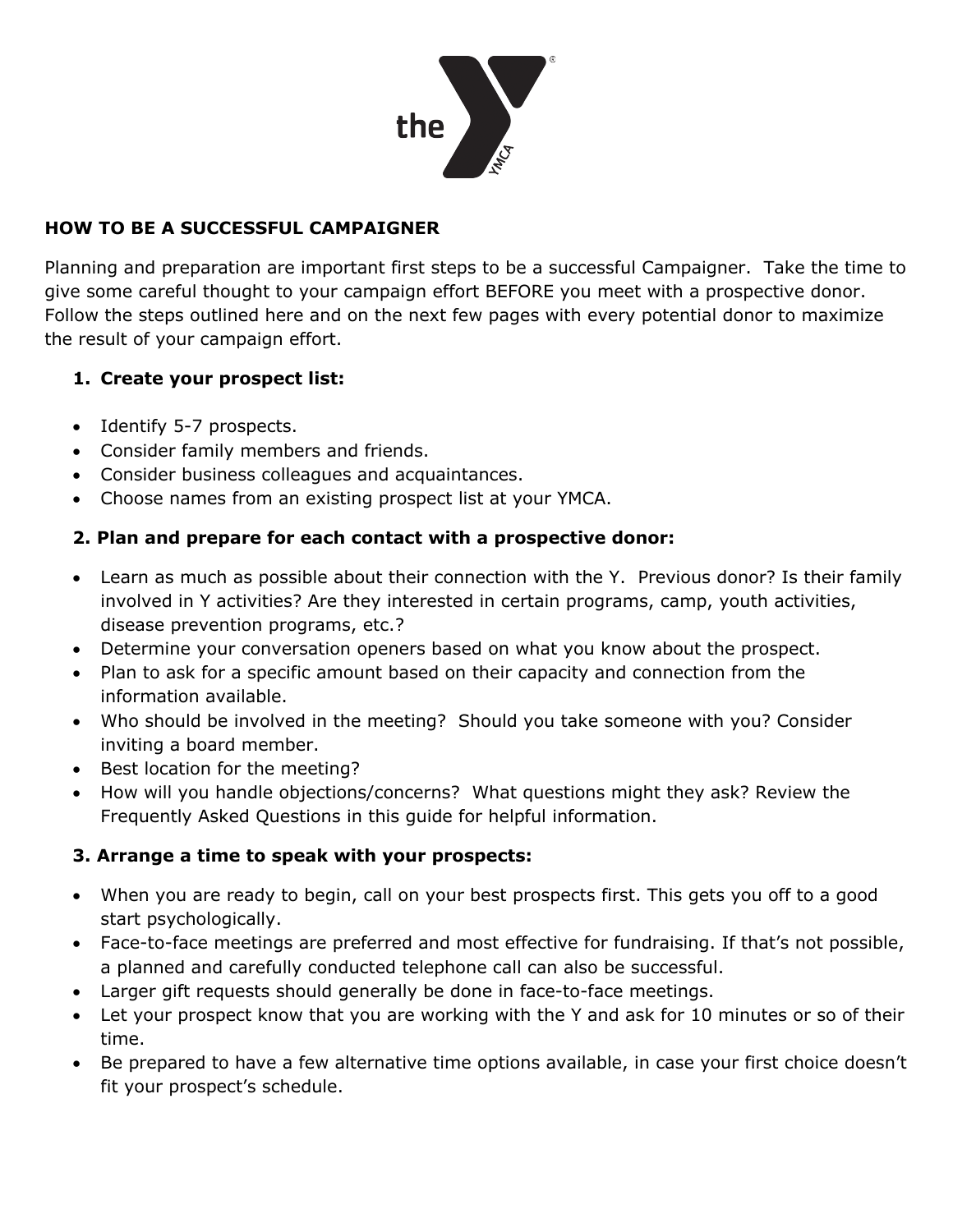## HOW TO BE A SUCCESSFUL CAMPAIGNER

Planning and preparation are important first steps to be a successful Campaigner. Take the time to give some careful thought to your campaign effort BEFORE you meet with a prospective donor. Follow the steps outlined here and on the next few pages with every potential donor to maximize the result of your campaign effort.

### 1. Create your prospect list:

- Identify 5-7 prospects.
- Consider family members and friends.
- Consider business colleagues and acquaintances.
- Choose names from an existing prospect list at your YMCA.

### 2. Plan and prepare for each contact with a prospective donor:

- Learn as much as possible about their connection with the Y. Previous donor? Is their family involved in Y activities? Are they interested in certain programs, camp, youth activities, disease prevention programs, etc.?
- Determine your conversation openers based on what you know about the prospect.
- Plan to ask for a specific amount based on their capacity and connection from the information available.
- Who should be involved in the meeting? Should you take someone with you? Consider inviting a board member.
- Best location for the meeting?
- How will you handle objections/concerns? What questions might they ask? Review the Frequently Asked Questions in this guide for helpful information.

### 3. Arrange a time to speak with your prospects:

- When you are ready to begin, call on your best prospects first. This gets you off to a good start psychologically.
- Face-to-face meetings are preferred and most effective for fundraising. If that's not possible, a planned and carefully conducted telephone call can also be successful.
- Larger gift requests should generally be done in face-to-face meetings.
- Let your prospect know that you are working with the Y and ask for 10 minutes or so of their time.
- Be prepared to have a few alternative time options available, in case your first choice doesn't fit your prospect's schedule.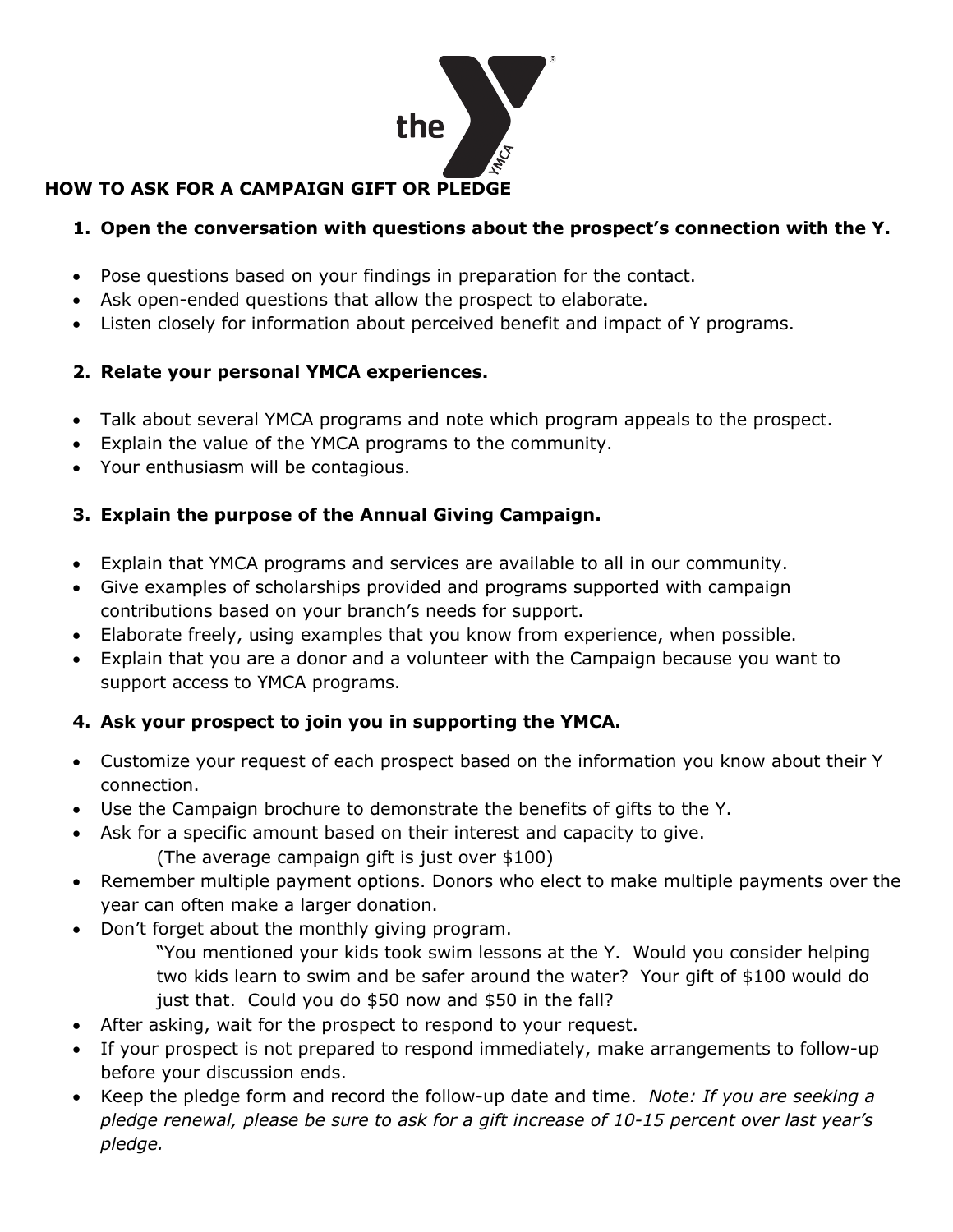# HOW TO ASK FOR A CAMPAIGN GIFT OR PLEDGE

1. **Open the conversation with questions about the prospect's connection with the Y.**

- Pose questions based on your findings in preparation for the contact.
- Ask open-ended questions that allow the prospect to elaborate.
- Listen closely for information about perceived benefit and impact of Y programs.

2. **Relate your personal YMCA experiences.**

- Talk about several YMCA programs and note which program appeals to the prospect.
- Explain the value of the YMCA programs to the community.
- Your enthusiasm will be contagious.

3. **Explain the purpose of the Annual Giving Campaign.**

- Explain that YMCA programs and services are available to all in our community.
- Give examples of scholarships provided and programs supported with campaign contributions based on your branch's needs for support.
- Elaborate freely, using examples that you know from experience, when possible.
- Explain that you are a donor and a volunteer with the Campaign because you want to support access to YMCA programs.

4. **Ask your prospect to join you in supporting the YMCA.**

- Customize your request of each prospect based on the information you know about their Y connection.
- Use the Campaign brochure to demonstrate the benefits of gifts to the Y.
- Ask for a specific amount based on their interest and capacity to give.
  (The average campaign gift is just over $100)
- Remember multiple payment options. Donors who elect to make multiple payments over the year can often make a larger donation.
- Don't forget about the monthly giving program.
  "You mentioned your kids took swim lessons at the Y. Would you consider helping two kids learn to swim and be safer around the water? Your gift of $100 would do just that. Could you do $50 now and $50 in the fall?
- After asking, wait for the prospect to respond to your request.
- If your prospect is not prepared to respond immediately, make arrangements to follow-up before your discussion ends.
- Keep the pledge form and record the follow-up date and time. *Note: If you are seeking a pledge renewal, please be sure to ask for a gift increase of 10-15 percent over last year's pledge.*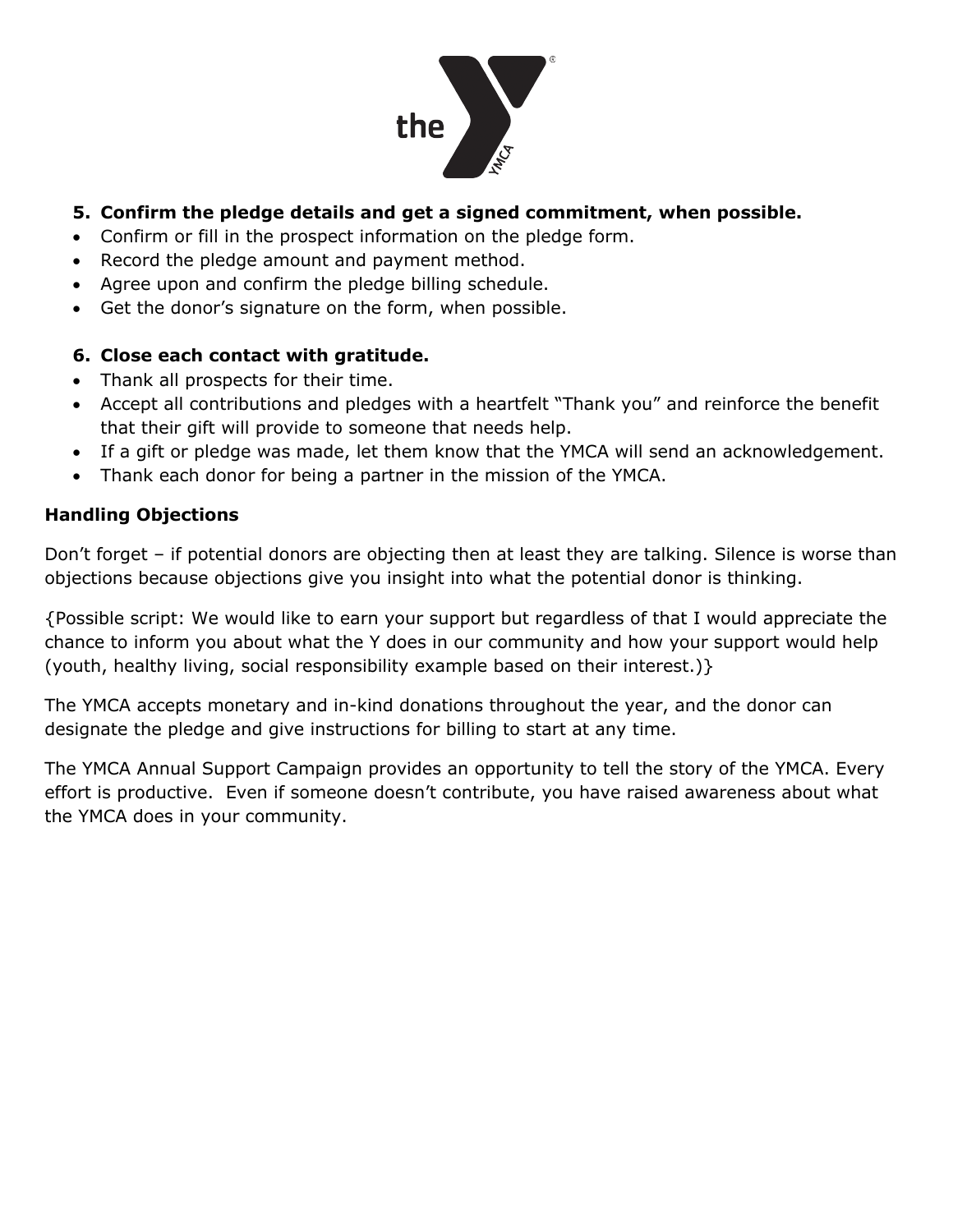5. **Confirm the pledge details and get a signed commitment, when possible.**

- Confirm or fill in the prospect information on the pledge form.
- Record the pledge amount and payment method.
- Agree upon and confirm the pledge billing schedule.
- Get the donor's signature on the form, when possible.

6. **Close each contact with gratitude.**

- Thank all prospects for their time.
- Accept all contributions and pledges with a heartfelt "Thank you" and reinforce the benefit that their gift will provide to someone that needs help.
- If a gift or pledge was made, let them know that the YMCA will send an acknowledgement.
- Thank each donor for being a partner in the mission of the YMCA.

**Handling Objections**

Don't forget – if potential donors are objecting then at least they are talking. Silence is worse than objections because objections give you insight into what the potential donor is thinking.

{Possible script: We would like to earn your support but regardless of that I would appreciate the chance to inform you about what the Y does in our community and how your support would help (youth, healthy living, social responsibility example based on their interest.)}

The YMCA accepts monetary and in-kind donations throughout the year, and the donor can designate the pledge and give instructions for billing to start at any time.

The YMCA Annual Support Campaign provides an opportunity to tell the story of the YMCA. Every effort is productive. Even if someone doesn't contribute, you have raised awareness about what the YMCA does in your community.